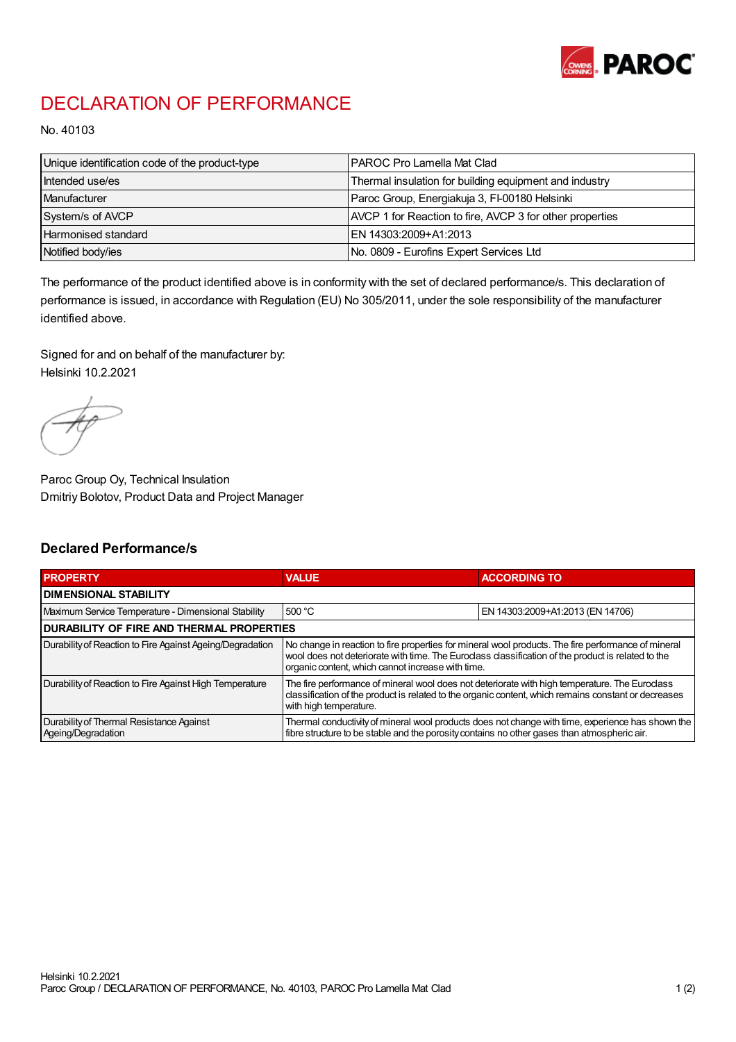# DECLARATION OF PERFORMANCE

No. 40103

| | |
|---|---|
| Unique identification code of the product-type | PAROC Pro Lamella Mat Clad |
| Intended use/es | Thermal insulation for building equipment and industry |
| Manufacturer | Paroc Group, Energiakuja 3, FI-00180 Helsinki |
| System/s of AVCP | AVCP 1 for Reaction to fire, AVCP 3 for other properties |
| Harmonised standard | EN 14303:2009+A1:2013 |
| Notified body/ies | No. 0809 - Eurofins Expert Services Ltd |

The performance of the product identified above is in conformity with the set of declared performance/s. This declaration of performance is issued, in accordance with Regulation (EU) No 305/2011, under the sole responsibility of the manufacturer identified above.

Signed for and on behalf of the manufacturer by:
Helsinki 10.2.2021

Paroc Group Oy, Technical Insulation
Dmitriy Bolotov, Product Data and Project Manager

## Declared Performance/s

| PROPERTY | VALUE | ACCORDING TO |
|---|---|---|
| **DIMENSIONAL STABILITY** | | |
| Maximum Service Temperature - Dimensional Stability | 500 °C | EN 14303:2009+A1:2013 (EN 14706) |
| **DURABILITY OF FIRE AND THERMAL PROPERTIES** | | |
| Durability of Reaction to Fire Against Ageing/Degradation | No change in reaction to fire properties for mineral wool products. The fire performance of mineral wool does not deteriorate with time. The Euroclass classification of the product is related to the organic content, which cannot increase with time. | |
| Durability of Reaction to Fire Against High Temperature | The fire performance of mineral wool does not deteriorate with high temperature. The Euroclass classification of the product is related to the organic content, which remains constant or decreases with high temperature. | |
| Durability of Thermal Resistance Against Ageing/Degradation | Thermal conductivity of mineral wool products does not change with time, experience has shown the fibre structure to be stable and the porosity contains no other gases than atmospheric air. | |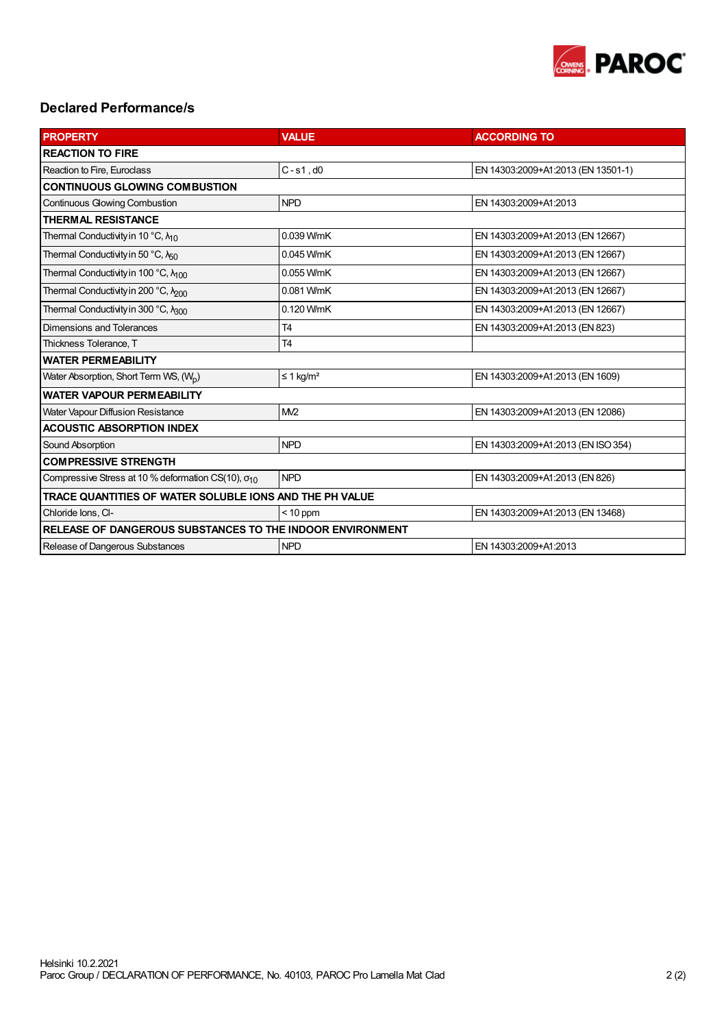## Declared Performance/s

| PROPERTY | VALUE | ACCORDING TO |
|---|---|---|
| **REACTION TO FIRE** | | |
| Reaction to Fire, Euroclass | C - s1 , d0 | EN 14303:2009+A1:2013 (EN 13501-1) |
| **CONTINUOUS GLOWING COMBUSTION** | | |
| Continuous Glowing Combustion | NPD | EN 14303:2009+A1:2013 |
| **THERMAL RESISTANCE** | | |
| Thermal Conductivity in 10 °C, $\lambda_{10}$ | 0.039 W/mK | EN 14303:2009+A1:2013 (EN 12667) |
| Thermal Conductivity in 50 °C, $\lambda_{50}$ | 0.045 W/mK | EN 14303:2009+A1:2013 (EN 12667) |
| Thermal Conductivity in 100 °C, $\lambda_{100}$ | 0.055 W/mK | EN 14303:2009+A1:2013 (EN 12667) |
| Thermal Conductivity in 200 °C, $\lambda_{200}$ | 0.081 W/mK | EN 14303:2009+A1:2013 (EN 12667) |
| Thermal Conductivity in 300 °C, $\lambda_{300}$ | 0.120 W/mK | EN 14303:2009+A1:2013 (EN 12667) |
| Dimensions and Tolerances | T4 | EN 14303:2009+A1:2013 (EN 823) |
| Thickness Tolerance, T | T4 | |
| **WATER PERMEABILITY** | | |
| Water Absorption, Short Term WS, ($W_p$) | ≤ 1 kg/m² | EN 14303:2009+A1:2013 (EN 1609) |
| **WATER VAPOUR PERMEABILITY** | | |
| Water Vapour Diffusion Resistance | MV2 | EN 14303:2009+A1:2013 (EN 12086) |
| **ACOUSTIC ABSORPTION INDEX** | | |
| Sound Absorption | NPD | EN 14303:2009+A1:2013 (EN ISO 354) |
| **COMPRESSIVE STRENGTH** | | |
| Compressive Stress at 10 % deformation CS(10), $\sigma_{10}$ | NPD | EN 14303:2009+A1:2013 (EN 826) |
| **TRACE QUANTITIES OF WATER SOLUBLE IONS AND THE PH VALUE** | | |
| Chloride Ions, Cl- | < 10 ppm | EN 14303:2009+A1:2013 (EN 13468) |
| **RELEASE OF DANGEROUS SUBSTANCES TO THE INDOOR ENVIRONMENT** | | |
| Release of Dangerous Substances | NPD | EN 14303:2009+A1:2013 |

Helsinki 10.2.2021
Paroc Group / DECLARATION OF PERFORMANCE, No. 40103, PAROC Pro Lamella Mat Clad